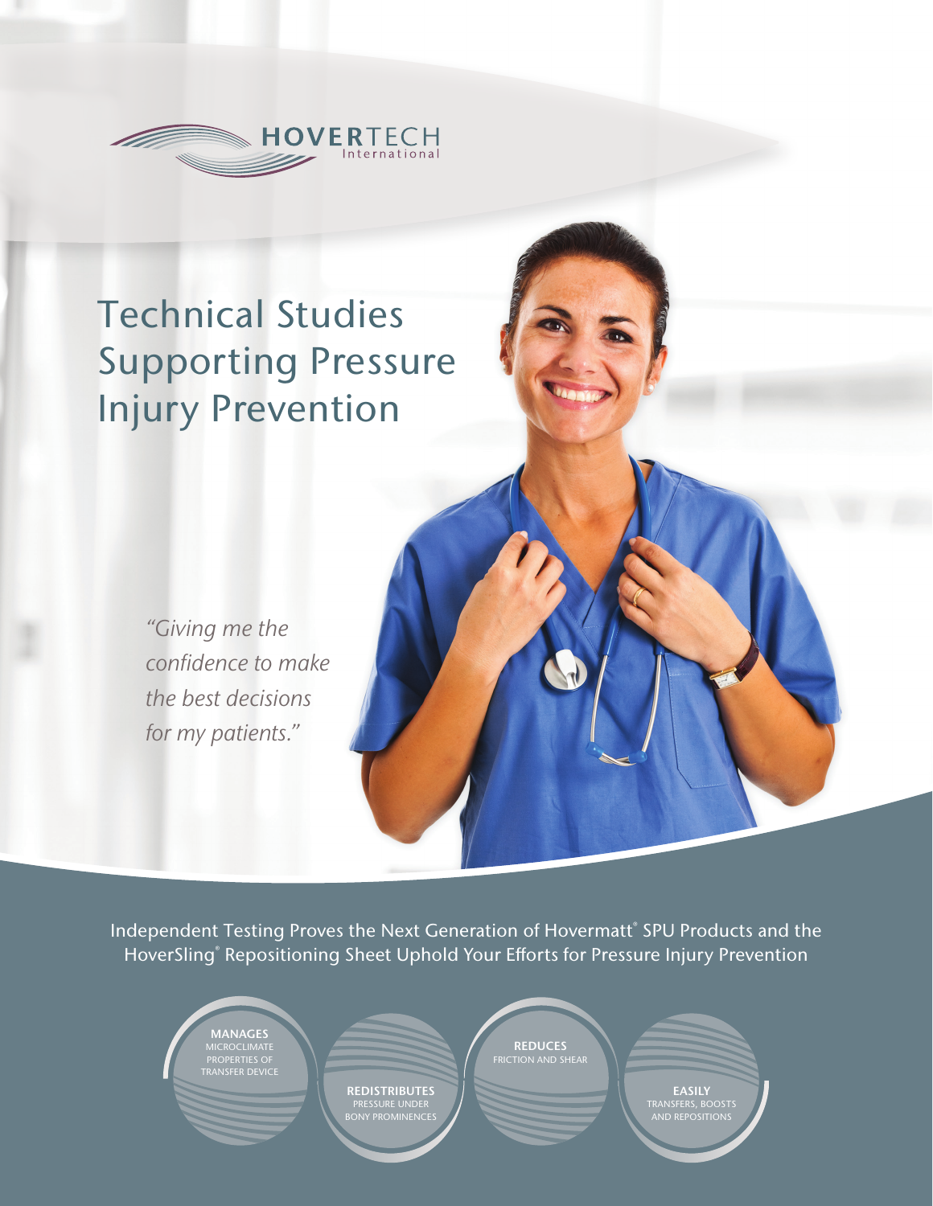HOVERTECH International

# Technical Studies Supporting Pressure Injury Prevention

*"Giving me the confidence to make the best decisions for my patients."*

Independent Testing Proves the Next Generation of Hovermatt® SPU Products and the HoverSling® Repositioning Sheet Uphold Your Efforts for Pressure Injury Prevention

**MANAGES** MICROCLIMATE PROPERTIES OF TRANSFER DEVICE

**REDISTRIBUTES** PRESSURE UNDER BONY PROMINENCES

**REDUCES** FRICTION AND SHEAR

**EASILY** TRANSFERS, BOOSTS AND REPOSITIONS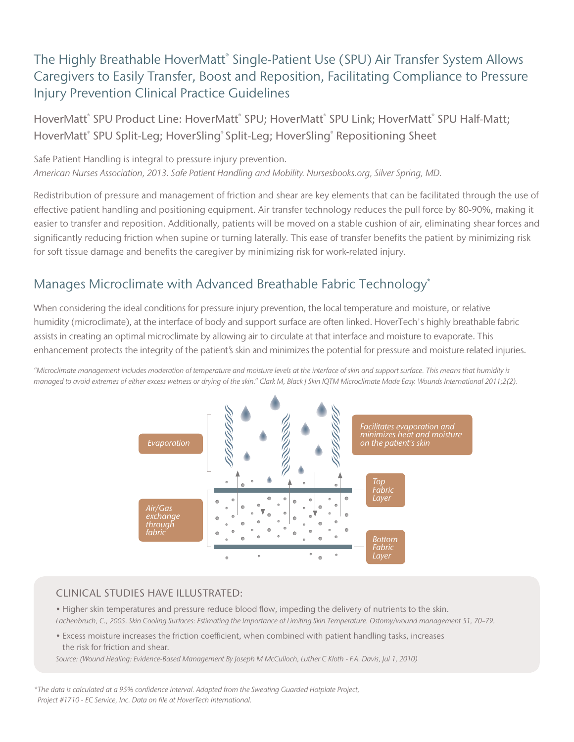# The Highly Breathable HoverMatt® Single-Patient Use (SPU) Air Transfer System Allows Caregivers to Easily Transfer, Boost and Reposition, Facilitating Compliance to Pressure Injury Prevention Clinical Practice Guidelines

## HoverMatt® SPU Product Line: HoverMatt® SPU; HoverMatt® SPU Link; HoverMatt® SPU Half-Matt; HoverMatt® SPU Split-Leg; HoverSling® Split-Leg; HoverSling® Repositioning Sheet

Safe Patient Handling is integral to pressure injury prevention.
*American Nurses Association, 2013. Safe Patient Handling and Mobility. Nursesbooks.org, Silver Spring, MD.*

Redistribution of pressure and management of friction and shear are key elements that can be facilitated through the use of effective patient handling and positioning equipment. Air transfer technology reduces the pull force by 80-90%, making it easier to transfer and reposition. Additionally, patients will be moved on a stable cushion of air, eliminating shear forces and significantly reducing friction when supine or turning laterally. This ease of transfer benefits the patient by minimizing risk for soft tissue damage and benefits the caregiver by minimizing risk for work-related injury.

## Manages Microclimate with Advanced Breathable Fabric Technology*

When considering the ideal conditions for pressure injury prevention, the local temperature and moisture, or relative humidity (microclimate), at the interface of body and support surface are often linked. HoverTech's highly breathable fabric assists in creating an optimal microclimate by allowing air to circulate at that interface and moisture to evaporate. This enhancement protects the integrity of the patient's skin and minimizes the potential for pressure and moisture related injuries.

*"Microclimate management includes moderation of temperature and moisture levels at the interface of skin and support surface. This means that humidity is managed to avoid extremes of either excess wetness or drying of the skin." Clark M, Black J Skin IQTM Microclimate Made Easy. Wounds International 2011;2(2).*

Evaporation

Facilitates evaporation and minimizes heat and moisture on the patient's skin

Top Fabric Layer

Air/Gas exchange through fabric

Bottom Fabric Layer

### CLINICAL STUDIES HAVE ILLUSTRATED:

- Higher skin temperatures and pressure reduce blood flow, impeding the delivery of nutrients to the skin.
  *Lachenbruch, C., 2005. Skin Cooling Surfaces: Estimating the Importance of Limiting Skin Temperature. Ostomy/wound management 51, 70–79.*
- Excess moisture increases the friction coefficient, when combined with patient handling tasks, increases the risk for friction and shear.
  *Source: (Wound Healing: Evidence-Based Management By Joseph M McCulloch, Luther C Kloth - F.A. Davis, Jul 1, 2010)*

*\*The data is calculated at a 95% confidence interval. Adapted from the Sweating Guarded Hotplate Project, Project #1710 - EC Service, Inc. Data on file at HoverTech International.*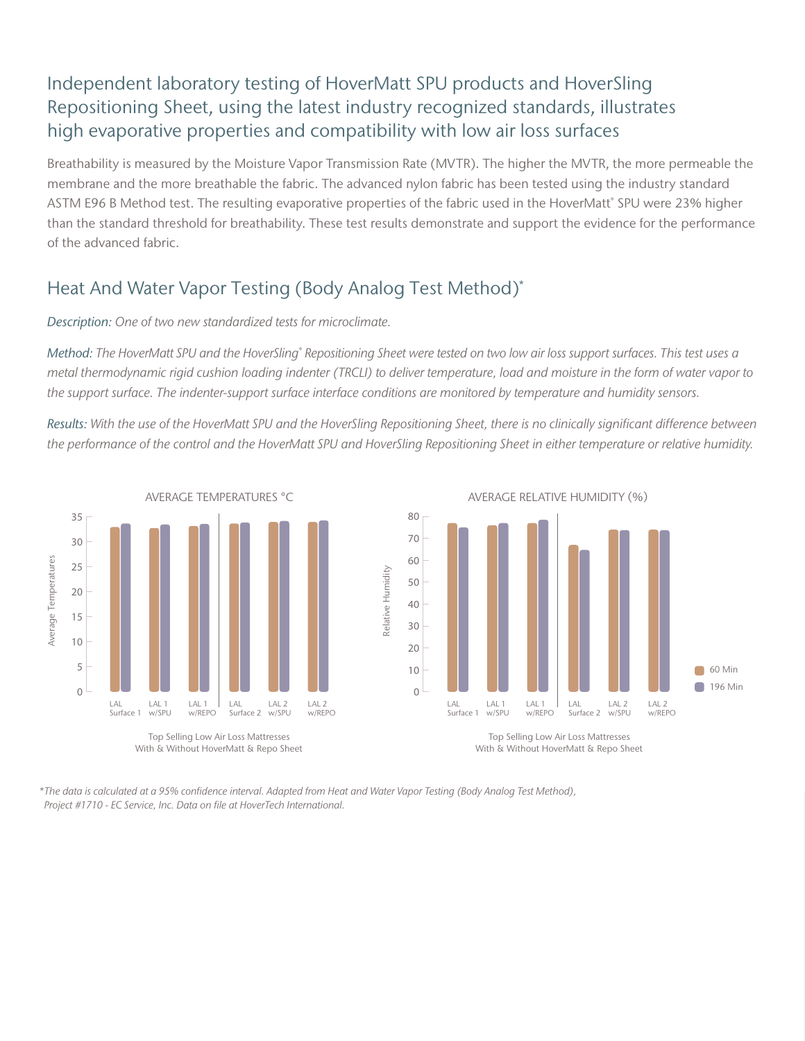## Independent laboratory testing of HoverMatt SPU products and HoverSling Repositioning Sheet, using the latest industry recognized standards, illustrates high evaporative properties and compatibility with low air loss surfaces

Breathability is measured by the Moisture Vapor Transmission Rate (MVTR). The higher the MVTR, the more permeable the membrane and the more breathable the fabric. The advanced nylon fabric has been tested using the industry standard ASTM E96 B Method test. The resulting evaporative properties of the fabric used in the HoverMatt® SPU were 23% higher than the standard threshold for breathability. These test results demonstrate and support the evidence for the performance of the advanced fabric.

## Heat And Water Vapor Testing (Body Analog Test Method)*

*Description: One of two new standardized tests for microclimate.*

*Method: The HoverMatt SPU and the HoverSling® Repositioning Sheet were tested on two low air loss support surfaces. This test uses a metal thermodynamic rigid cushion loading indenter (TRCLI) to deliver temperature, load and moisture in the form of water vapor to the support surface. The indenter-support surface interface conditions are monitored by temperature and humidity sensors.*

*Results: With the use of the HoverMatt SPU and the HoverSling Repositioning Sheet, there is no clinically significant difference between the performance of the control and the HoverMatt SPU and HoverSling Repositioning Sheet in either temperature or relative humidity.*

AVERAGE TEMPERATURES °C

Y-axis: Average Temperatures (0–35)

X-axis: LAL Surface 1 | LAL 1 w/SPU | LAL 1 w/REPO | LAL Surface 2 | LAL 2 w/SPU | LAL 2 w/REPO

Top Selling Low Air Loss Mattresses
With & Without HoverMatt & Repo Sheet

AVERAGE RELATIVE HUMIDITY (%)

Y-axis: Relative Humidity (0–80)

X-axis: LAL Surface 1 | LAL 1 w/SPU | LAL 1 w/REPO | LAL Surface 2 | LAL 2 w/SPU | LAL 2 w/REPO

Legend: 60 Min, 196 Min

Top Selling Low Air Loss Mattresses
With & Without HoverMatt & Repo Sheet

*\*The data is calculated at a 95% confidence interval. Adapted from Heat and Water Vapor Testing (Body Analog Test Method), Project #1710 - EC Service, Inc. Data on file at HoverTech International.*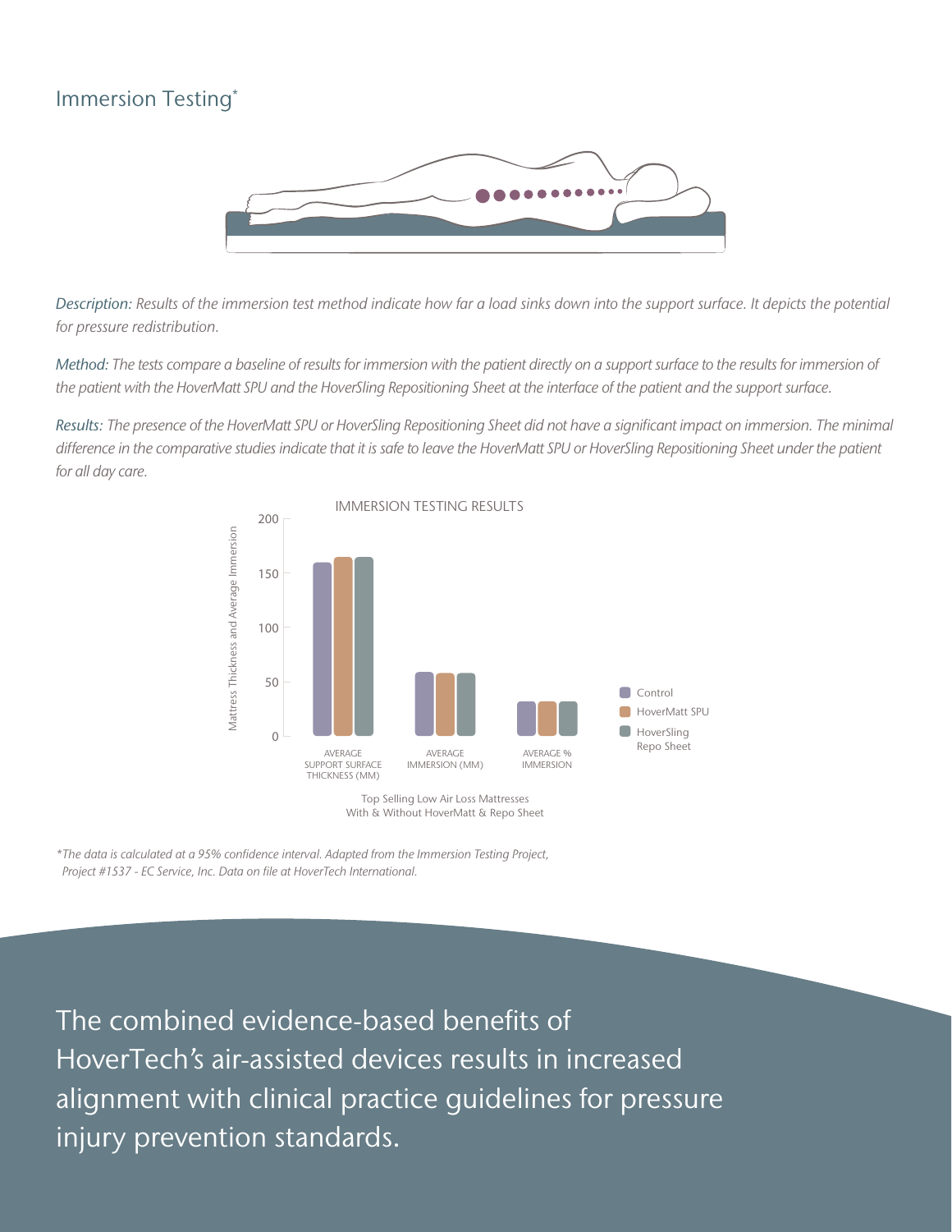## Immersion Testing*

*Description:* *Results of the immersion test method indicate how far a load sinks down into the support surface. It depicts the potential for pressure redistribution.*

*Method:* *The tests compare a baseline of results for immersion with the patient directly on a support surface to the results for immersion of the patient with the HoverMatt SPU and the HoverSling Repositioning Sheet at the interface of the patient and the support surface.*

*Results:* *The presence of the HoverMatt SPU or HoverSling Repositioning Sheet did not have a significant impact on immersion. The minimal difference in the comparative studies indicate that it is safe to leave the HoverMatt SPU or HoverSling Repositioning Sheet under the patient for all day care.*

IMMERSION TESTING RESULTS

Top Selling Low Air Loss Mattresses With & Without HoverMatt & Repo Sheet

*\*The data is calculated at a 95% confidence interval. Adapted from the Immersion Testing Project, Project #1537 - EC Service, Inc. Data on file at HoverTech International.*

The combined evidence-based benefits of HoverTech's air-assisted devices results in increased alignment with clinical practice guidelines for pressure injury prevention standards.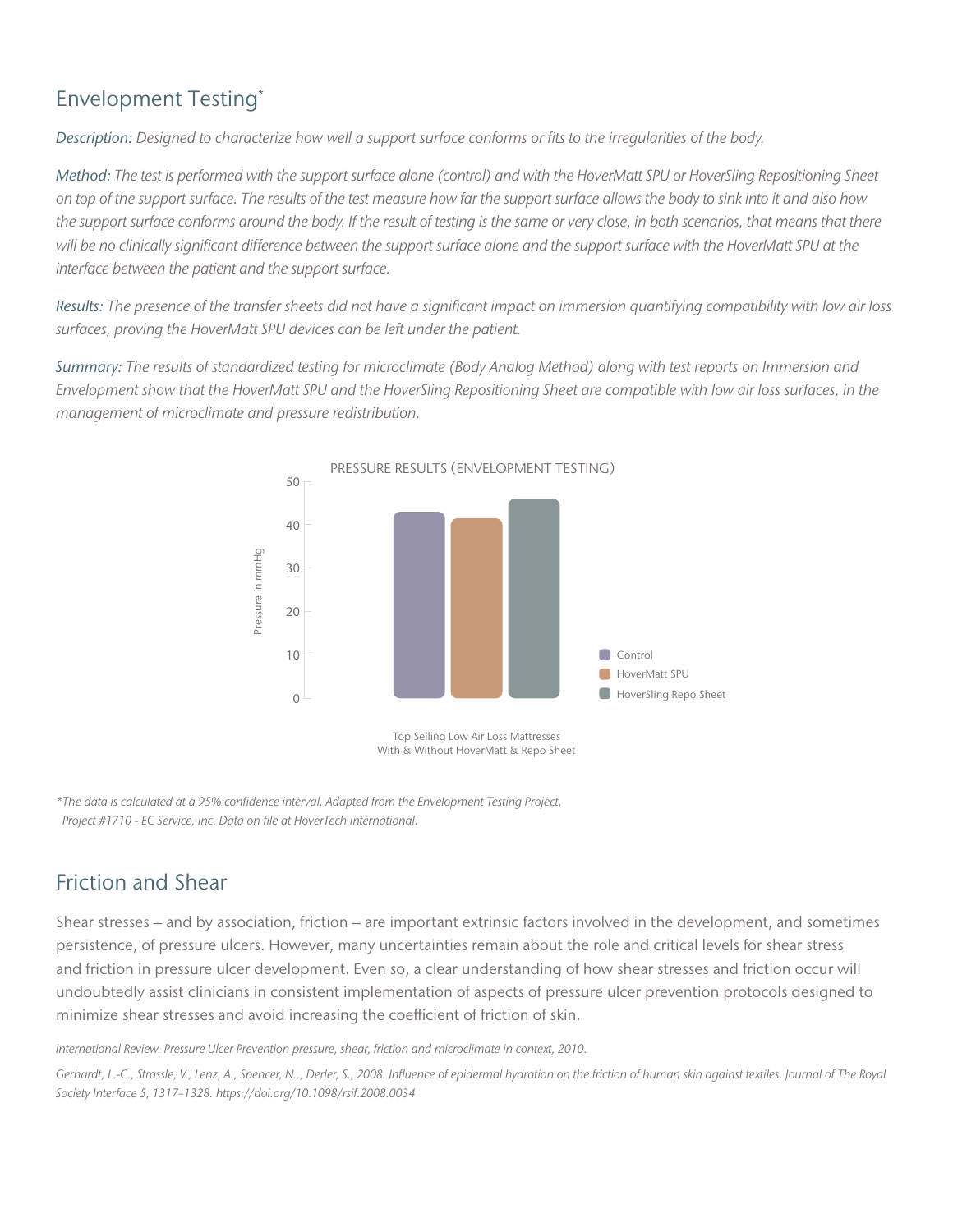## Envelopment Testing*

*Description:* *Designed to characterize how well a support surface conforms or fits to the irregularities of the body.*

*Method:* *The test is performed with the support surface alone (control) and with the HoverMatt SPU or HoverSling Repositioning Sheet on top of the support surface. The results of the test measure how far the support surface allows the body to sink into it and also how the support surface conforms around the body. If the result of testing is the same or very close, in both scenarios, that means that there will be no clinically significant difference between the support surface alone and the support surface with the HoverMatt SPU at the interface between the patient and the support surface.*

*Results:* *The presence of the transfer sheets did not have a significant impact on immersion quantifying compatibility with low air loss surfaces, proving the HoverMatt SPU devices can be left under the patient.*

*Summary:* *The results of standardized testing for microclimate (Body Analog Method) along with test reports on Immersion and Envelopment show that the HoverMatt SPU and the HoverSling Repositioning Sheet are compatible with low air loss surfaces, in the management of microclimate and pressure redistribution.*

PRESSURE RESULTS (ENVELOPMENT TESTING)

Pressure in mmHg

- Control
- HoverMatt SPU
- HoverSling Repo Sheet

Top Selling Low Air Loss Mattresses
With & Without HoverMatt & Repo Sheet

*\*The data is calculated at a 95% confidence interval. Adapted from the Envelopment Testing Project, Project #1710 - EC Service, Inc. Data on file at HoverTech International.*

## Friction and Shear

Shear stresses – and by association, friction – are important extrinsic factors involved in the development, and sometimes persistence, of pressure ulcers. However, many uncertainties remain about the role and critical levels for shear stress and friction in pressure ulcer development. Even so, a clear understanding of how shear stresses and friction occur will undoubtedly assist clinicians in consistent implementation of aspects of pressure ulcer prevention protocols designed to minimize shear stresses and avoid increasing the coefficient of friction of skin.

*International Review. Pressure Ulcer Prevention pressure, shear, friction and microclimate in context, 2010.*

*Gerhardt, L.-C., Strassle, V., Lenz, A., Spencer, N.., Derler, S., 2008. Influence of epidermal hydration on the friction of human skin against textiles. Journal of The Royal Society Interface 5, 1317–1328. https://doi.org/10.1098/rsif.2008.0034*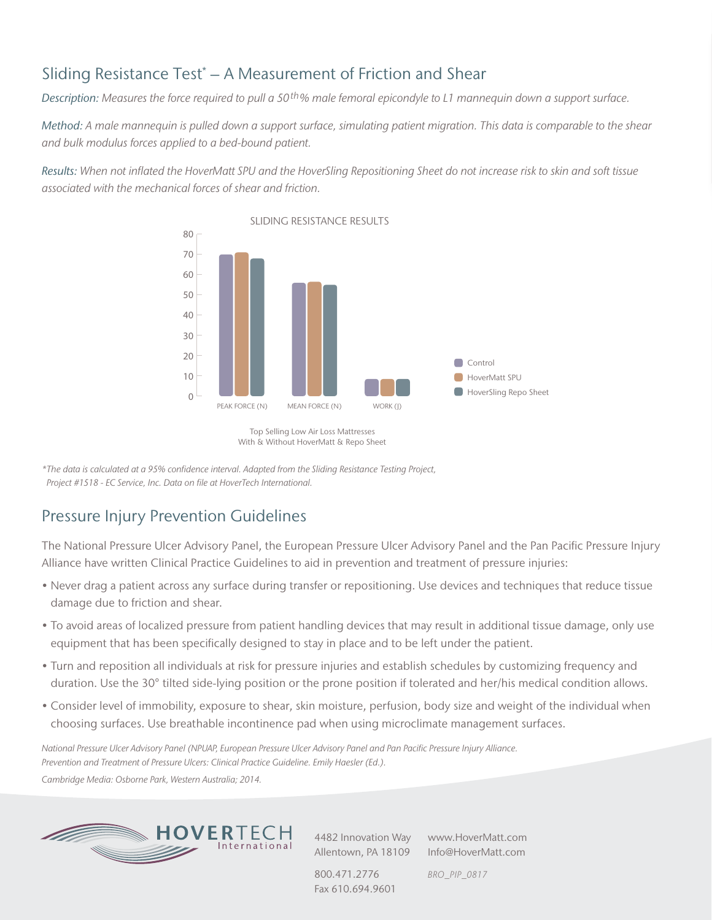## Sliding Resistance Test* – A Measurement of Friction and Shear

*Description: Measures the force required to pull a 50th% male femoral epicondyle to L1 mannequin down a support surface.*

*Method: A male mannequin is pulled down a support surface, simulating patient migration. This data is comparable to the shear and bulk modulus forces applied to a bed-bound patient.*

*Results: When not inflated the HoverMatt SPU and the HoverSling Repositioning Sheet do not increase risk to skin and soft tissue associated with the mechanical forces of shear and friction.*

SLIDING RESISTANCE RESULTS

80
70
60
50
40
30
20
10
0

PEAK FORCE (N)
MEAN FORCE (N)
WORK (J)

Control
HoverMatt SPU
HoverSling Repo Sheet

Top Selling Low Air Loss Mattresses
With & Without HoverMatt & Repo Sheet

*\*The data is calculated at a 95% confidence interval. Adapted from the Sliding Resistance Testing Project, Project #1518 - EC Service, Inc. Data on file at HoverTech International.*

## Pressure Injury Prevention Guidelines

The National Pressure Ulcer Advisory Panel, the European Pressure Ulcer Advisory Panel and the Pan Pacific Pressure Injury Alliance have written Clinical Practice Guidelines to aid in prevention and treatment of pressure injuries:

- Never drag a patient across any surface during transfer or repositioning. Use devices and techniques that reduce tissue damage due to friction and shear.
- To avoid areas of localized pressure from patient handling devices that may result in additional tissue damage, only use equipment that has been specifically designed to stay in place and to be left under the patient.
- Turn and reposition all individuals at risk for pressure injuries and establish schedules by customizing frequency and duration. Use the 30° tilted side-lying position or the prone position if tolerated and her/his medical condition allows.
- Consider level of immobility, exposure to shear, skin moisture, perfusion, body size and weight of the individual when choosing surfaces. Use breathable incontinence pad when using microclimate management surfaces.

*National Pressure Ulcer Advisory Panel (NPUAP, European Pressure Ulcer Advisory Panel and Pan Pacific Pressure Injury Alliance. Prevention and Treatment of Pressure Ulcers: Clinical Practice Guideline. Emily Haesler (Ed.). Cambridge Media: Osborne Park, Western Australia; 2014.*

HOVERTECH International

4482 Innovation Way
Allentown, PA 18109

800.471.2776
Fax 610.694.9601

www.HoverMatt.com
Info@HoverMatt.com

*BRO_PIP_0817*